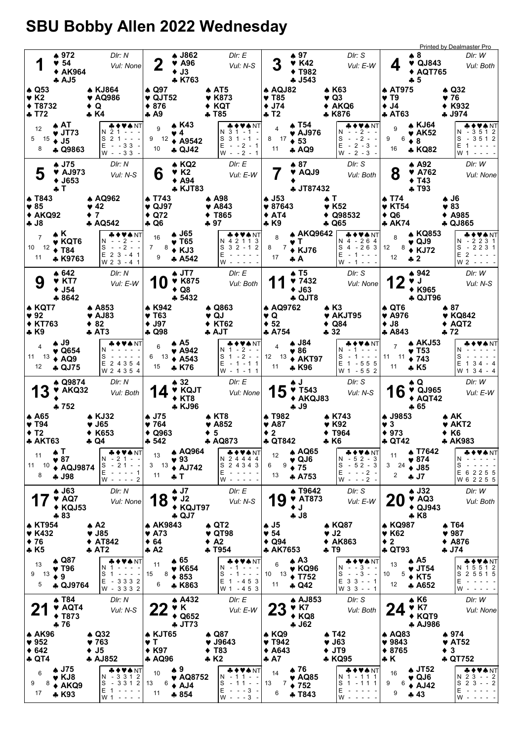# SBU Bobby Allen 2022 Wednesday

## Board 1
Dlr: N, Vul: None

- **North:** ♠ 972 ♥ 54 ♦ AK964 ♣ AJ5
- **West:** ♠ Q53 ♥ K2 ♦ T8732 ♣ T72
- **East:** ♠ KJ864 ♥ AQ986 ♦ Q ♣ K4
- **South:** ♠ AT ♥ JT73 ♦ J5 ♣ Q9863

HCP: N 12, W 5, E 15, S 8

| | ♣ | ♦ | ♥ | ♠ | NT |
|---|---|---|---|---|---|
| N | 2 | 1 | - | - | - |
| S | 2 | 1 | - | - | - |
| E | - | - | 3 | 3 | - |
| W | - | - | 3 | 3 | - |

## Board 2
Dlr: E, Vul: N-S

- **North:** ♠ J862 ♥ A96 ♦ J3 ♣ K763
- **West:** ♠ Q97 ♥ QJT52 ♦ 876 ♣ A9
- **East:** ♠ AT5 ♥ K873 ♦ KQT ♣ T85
- **South:** ♠ K43 ♥ 4 ♦ A9542 ♣ QJ42

HCP: N 9, W 9, E 12, S 10

| | ♣ | ♦ | ♥ | ♠ | NT |
|---|---|---|---|---|---|
| N | 3 | 1 | - | 1 | - |
| S | 3 | 1 | - | 1 | - |
| E | - | - | 2 | - | 1 |
| W | - | - | 2 | - | 1 |

## Board 3
Dlr: S, Vul: E-W

- **North:** ♠ 97 ♥ K42 ♦ T982 ♣ J543
- **West:** ♠ AQJ82 ♥ T85 ♦ J74 ♣ T2
- **East:** ♠ K63 ♥ Q3 ♦ AKQ6 ♣ K876
- **South:** ♠ T54 ♥ AJ976 ♦ 53 ♣ AQ9

HCP: N 4, W 8, E 17, S 11

| | ♣ | ♦ | ♥ | ♠ | NT |
|---|---|---|---|---|---|
| N | - | - | 2 | - | - |
| S | - | - | 2 | - | - |
| E | - | 2 | - | 3 | - |
| W | - | 2 | - | 3 | - |

## Board 4
Dlr: W, Vul: Both

- **North:** ♠ 8 ♥ QJ843 ♦ AQT765 ♣ 5
- **West:** ♠ AT975 ♥ T9 ♦ J4 ♣ AT63
- **East:** ♠ Q32 ♥ 76 ♦ K932 ♣ J974
- **South:** ♠ KJ64 ♥ AK52 ♦ 8 ♣ KQ82

HCP: N 9, W 9, E 6, S 16

| | ♣ | ♦ | ♥ | ♠ | NT |
|---|---|---|---|---|---|
| N | - | 3 | 5 | 1 | 2 |
| S | - | 3 | 5 | 1 | 2 |
| E | 1 | - | - | - | - |
| W | 1 | - | - | - | - |

## Board 5
Dlr: N, Vul: N-S

- **North:** ♠ J75 ♥ AJ973 ♦ J653 ♣ T
- **West:** ♠ T843 ♥ 85 ♦ AKQ92 ♣ J8
- **East:** ♠ AQ962 ♥ 42 ♦ 7 ♣ AQ542
- **South:** ♠ K ♥ KQT6 ♦ T84 ♣ K9763

HCP: N 7, W 10, E 12, S 11

| | ♣ | ♦ | ♥ | ♠ | NT |
|---|---|---|---|---|---|
| N | - | - | 2 | - | - |
| S | - | - | 2 | - | - |
| E | 2 | 3 | - | 4 | 1 |
| W | 2 | 3 | - | 4 | 1 |

## Board 6
Dlr: E, Vul: E-W

- **North:** ♠ KQ2 ♥ K2 ♦ A94 ♣ KJT83
- **West:** ♠ T743 ♥ QJ97 ♦ Q72 ♣ Q6
- **East:** ♠ A98 ♥ A843 ♦ T865 ♣ 97
- **South:** ♠ J65 ♥ T65 ♦ KJ3 ♣ A542

HCP: N 16, W 7, E 8, S 9

| | ♣ | ♦ | ♥ | ♠ | NT |
|---|---|---|---|---|---|
| N | 4 | 2 | 1 | 1 | 3 |
| S | 3 | 2 | - | 1 | 2 |
| E | - | - | - | - | - |
| W | - | - | - | - | - |

## Board 7
Dlr: S, Vul: Both

- **North:** ♠ 87 ♥ AQJ9 ♦ — ♣ JT87432
- **West:** ♠ J53 ♥ 87643 ♦ AT4 ♣ K9
- **East:** ♠ T ♥ K52 ♦ Q98532 ♣ Q65
- **South:** ♠ AKQ9642 ♥ T ♦ KJ76 ♣ A

HCP: N 8, W 8, E 7, S 17

| | ♣ | ♦ | ♥ | ♠ | NT |
|---|---|---|---|---|---|
| N | 4 | - | 2 | 6 | 4 |
| S | 4 | - | 2 | 6 | 3 |
| E | - | 1 | - | - | - |
| W | - | 1 | - | - | - |

## Board 8
Dlr: W, Vul: None

- **North:** ♠ A92 ♥ A762 ♦ T43 ♣ T93
- **West:** ♠ T74 ♥ KT54 ♦ Q6 ♣ AK74
- **East:** ♠ J6 ♥ 83 ♦ A985 ♣ QJ865
- **South:** ♠ KQ853 ♥ QJ9 ♦ KJ72 ♣ 2

HCP: N 8, W 12, E 8, S 12

| | ♣ | ♦ | ♥ | ♠ | NT |
|---|---|---|---|---|---|
| N | - | 2 | 2 | 3 | 1 |
| S | - | 2 | 2 | 3 | 1 |
| E | 2 | - | - | - | - |
| W | 2 | - | - | - | - |

## Board 9
Dlr: N, Vul: E-W

- **North:** ♠ 642 ♥ KT7 ♦ J54 ♣ 8642
- **West:** ♠ KQT7 ♥ 92 ♦ KT763 ♣ K9
- **East:** ♠ A853 ♥ AJ83 ♦ 82 ♣ AT3
- **South:** ♠ J9 ♥ Q654 ♦ AQ9 ♣ QJ75

HCP: N 4, W 11, E 13, S 12

| | ♣ | ♦ | ♥ | ♠ | NT |
|---|---|---|---|---|---|
| N | - | - | - | - | - |
| S | - | - | - | - | - |
| E | 2 | 4 | 3 | 5 | 4 |
| W | 2 | 4 | 3 | 5 | 4 |

## Board 10
Dlr: E, Vul: Both

- **North:** ♠ JT7 ♥ K875 ♦ Q8 ♣ 5432
- **West:** ♠ K942 ♥ T63 ♦ J97 ♣ Q98
- **East:** ♠ Q863 ♥ QJ ♦ KT62 ♣ AJT
- **South:** ♠ A5 ♥ A942 ♦ A543 ♣ K76

HCP: N 6, W 6, E 13, S 15

| | ♣ | ♦ | ♥ | ♠ | NT |
|---|---|---|---|---|---|
| N | 1 | - | 2 | - | - |
| S | 1 | - | 2 | - | - |
| E | - | 1 | - | 1 | 1 |
| W | - | 1 | - | 1 | 1 |

## Board 11
Dlr: S, Vul: None

- **North:** ♠ T5 ♥ 7432 ♦ J63 ♣ QJT8
- **West:** ♠ AQ9762 ♥ Q ♦ 52 ♣ A754
- **East:** ♠ K3 ♥ AKJT95 ♦ Q84 ♣ 32
- **South:** ♠ J84 ♥ 86 ♦ AKT97 ♣ K96

HCP: N 4, W 12, E 13, S 11

| | ♣ | ♦ | ♥ | ♠ | NT |
|---|---|---|---|---|---|
| N | - | 1 | - | - | - |
| S | - | 1 | - | - | - |
| E | 1 | - | 5 | 5 | 5 |
| W | 1 | - | 5 | 5 | 2 |

## Board 12
Dlr: W, Vul: N-S

- **North:** ♠ 942 ♥ J ♦ K965 ♣ QJT96
- **West:** ♠ QT6 ♥ A976 ♦ J8 ♣ A843
- **East:** ♠ 87 ♥ KQ842 ♦ AQT2 ♣ 72
- **South:** ♠ AKJ53 ♥ T53 ♦ 743 ♣ K5

HCP: N 7, W 11, E 11, S 11

| | ♣ | ♦ | ♥ | ♠ | NT |
|---|---|---|---|---|---|
| N | - | - | - | - | - |
| S | - | - | - | - | - |
| E | 1 | 3 | 4 | - | 4 |
| W | 1 | 3 | 4 | - | 4 |

## Board 13
Dlr: N, Vul: Both

- **North:** ♠ Q9874 ♥ AKQ32 ♦ — ♣ 752
- **West:** ♠ A65 ♥ T94 ♦ T2 ♣ AKT63
- **East:** ♠ KJ32 ♥ J65 ♦ K653 ♣ Q4
- **South:** ♠ T ♥ 87 ♦ AQJ9874 ♣ J98

HCP: N 11, W 11, E 10, S 8

| | ♣ | ♦ | ♥ | ♠ | NT |
|---|---|---|---|---|---|
| N | - | 2 | 1 | - | - |
| S | - | 2 | 1 | - | - |
| E | - | - | - | - | 1 |
| W | - | - | - | - | 2 |

## Board 14
Dlr: E, Vul: None

- **North:** ♠ 32 ♥ KQJT ♦ KT8 ♣ KJ96
- **West:** ♠ J75 ♥ 764 ♦ Q963 ♣ 542
- **East:** ♠ KT8 ♥ A852 ♦ 5 ♣ AQ873
- **South:** ♠ AQ964 ♥ 93 ♦ AJ742 ♣ T

HCP: N 13, W 3, E 13, S 11

| | ♣ | ♦ | ♥ | ♠ | NT |
|---|---|---|---|---|---|
| N | 2 | 4 | 4 | 4 | 4 |
| S | 2 | 4 | 3 | 4 | 3 |
| E | - | - | - | - | - |
| W | - | - | - | - | - |

## Board 15
Dlr: S, Vul: N-S

- **North:** ♠ J ♥ T543 ♦ AKQJ83 ♣ J9
- **West:** ♠ T982 ♥ A87 ♦ 2 ♣ QT842
- **East:** ♠ K743 ♥ K92 ♦ T964 ♣ K6
- **South:** ♠ AQ5 ♥ QJ6 ♦ 75 ♣ A753

HCP: N 12, W 6, E 9, S 13

| | ♣ | ♦ | ♥ | ♠ | NT |
|---|---|---|---|---|---|
| N | - | 5 | 2 | - | 3 |
| S | - | 5 | 2 | - | 3 |
| E | - | - | - | 2 | - |
| W | - | - | - | 2 | - |

## Board 16
Dlr: W, Vul: E-W

- **North:** ♠ Q ♥ QJ965 ♦ AQT42 ♣ 65
- **West:** ♠ J9853 ♥ 3 ♦ 973 ♣ QT42
- **East:** ♠ AK ♥ AKT2 ♦ K6 ♣ AK983
- **South:** ♠ T7642 ♥ 874 ♦ J85 ♣ J7

HCP: N 11, W 3, E 24, S 2

| | ♣ | ♦ | ♥ | ♠ | NT |
|---|---|---|---|---|---|
| N | - | - | - | - | - |
| S | - | - | - | - | - |
| E | 6 | 2 | 2 | 5 | 5 |
| W | 6 | 2 | 2 | 5 | 5 |

## Board 17
Dlr: N, Vul: None

- **North:** ♠ J63 ♥ AQ7 ♦ KQJ53 ♣ 83
- **West:** ♠ KT954 ♥ K432 ♦ 76 ♣ K5
- **East:** ♠ A2 ♥ J85 ♦ AT842 ♣ AT2
- **South:** ♠ Q87 ♥ T96 ♦ 9 ♣ QJ9764

HCP: N 13, W 9, E 13, S 5

| | ♣ | ♦ | ♥ | ♠ | NT |
|---|---|---|---|---|---|
| N | 1 | - | - | - | - |
| S | 1 | - | - | - | - |
| E | - | 3 | 3 | 3 | 2 |
| W | - | 3 | 3 | 3 | 2 |

## Board 18
Dlr: E, Vul: N-S

- **North:** ♠ J7 ♥ J2 ♦ KQJT97 ♣ QJ7
- **West:** ♠ AK9843 ♥ A73 ♦ 64 ♣ A2
- **East:** ♠ QT2 ♥ QT98 ♦ A2 ♣ T954
- **South:** ♠ 65 ♥ K654 ♦ 853 ♣ K863

HCP: N 11, W 15, E 8, S 6

| | ♣ | ♦ | ♥ | ♠ | NT |
|---|---|---|---|---|---|
| N | - | 1 | - | - | - |
| S | - | 1 | - | - | - |
| E | 1 | - | 4 | 5 | 3 |
| W | 1 | - | 4 | 5 | 3 |

## Board 19
Dlr: S, Vul: E-W

- **North:** ♠ T9642 ♥ AT873 ♦ J ♣ J8
- **West:** ♠ J5 ♥ 54 ♦ Q94 ♣ AK7653
- **East:** ♠ KQ87 ♥ J2 ♦ AK863 ♣ T9
- **South:** ♠ A3 ♥ KQ96 ♦ T752 ♣ Q42

HCP: N 6, W 10, E 13, S 11

| | ♣ | ♦ | ♥ | ♠ | NT |
|---|---|---|---|---|---|
| N | - | - | 3 | - | - |
| S | - | - | 3 | - | - |
| E | 3 | 3 | - | - | 1 |
| W | 3 | 3 | - | - | 1 |

## Board 20
Dlr: W, Vul: Both

- **North:** ♠ J32 ♥ AQ3 ♦ QJ943 ♣ K8
- **West:** ♠ KQ987 ♥ K62 ♦ 2 ♣ QT93
- **East:** ♠ T64 ♥ 987 ♦ A876 ♣ J74
- **South:** ♠ A5 ♥ JT54 ♦ KT5 ♣ A652

HCP: N 13, W 10, E 5, S 12

| | ♣ | ♦ | ♥ | ♠ | NT |
|---|---|---|---|---|---|
| N | 1 | 5 | 5 | 1 | 2 |
| S | 2 | 5 | 5 | 1 | 5 |
| E | - | - | - | - | - |
| W | - | - | - | - | - |

## Board 21
Dlr: N, Vul: N-S

- **North:** ♠ T84 ♥ AQT4 ♦ T873 ♣ 76
- **West:** ♠ AK96 ♥ 952 ♦ 642 ♣ QT4
- **East:** ♠ Q32 ♥ 763 ♦ J5 ♣ AJ852
- **South:** ♠ J75 ♥ KJ8 ♦ AKQ9 ♣ K93

HCP: N 6, W 9, E 8, S 17

| | ♣ | ♦ | ♥ | ♠ | NT |
|---|---|---|---|---|---|
| N | - | 3 | 3 | 1 | 2 |
| S | - | 3 | 3 | 1 | 2 |
| E | 1 | - | - | - | - |
| W | 1 | - | - | - | - |

## Board 22
Dlr: E, Vul: E-W

- **North:** ♠ A432 ♥ K ♦ Q652 ♣ JT73
- **West:** ♠ KJT65 ♥ T ♦ K97 ♣ AQ96
- **East:** ♠ Q87 ♥ J9643 ♦ T83 ♣ K2
- **South:** ♠ 9 ♥ AQ8752 ♦ AJ4 ♣ 854

HCP: N 10, W 13, E 6, S 11

| | ♣ | ♦ | ♥ | ♠ | NT |
|---|---|---|---|---|---|
| N | - | 1 | 1 | - | - |
| S | - | 1 | 1 | - | - |
| E | - | - | - | 3 | - |
| W | - | - | - | 3 | - |

## Board 23
Dlr: S, Vul: Both

- **North:** ♠ AJ853 ♥ K7 ♦ KQ8 ♣ J62
- **West:** ♠ KQ9 ♥ T942 ♦ A643 ♣ A7
- **East:** ♠ T42 ♥ J63 ♦ JT9 ♣ KQ95
- **South:** ♠ 76 ♥ AQ85 ♦ 752 ♣ T843

HCP: N 14, W 13, E 7, S 6

| | ♣ | ♦ | ♥ | ♠ | NT |
|---|---|---|---|---|---|
| N | 1 | - | 1 | 1 | 1 |
| S | 1 | - | 1 | 1 | 1 |
| E | - | - | - | - | - |
| W | - | - | - | - | - |

## Board 24
Dlr: W, Vul: None

- **North:** ♠ K6 ♥ K7 ♦ KQT9 ♣ AJ986
- **West:** ♠ AQ83 ♥ 9843 ♦ 8765 ♣ K
- **East:** ♠ 974 ♥ AT52 ♦ 3 ♣ QT752
- **South:** ♠ JT52 ♥ QJ6 ♦ AJ42 ♣ 43

HCP: N 16, W 9, E 6, S 9

| | ♣ | ♦ | ♥ | ♠ | NT |
|---|---|---|---|---|---|
| N | 2 | 3 | - | - | 2 |
| S | 2 | 3 | - | - | 2 |
| E | - | - | - | - | - |
| W | - | - | - | - | - |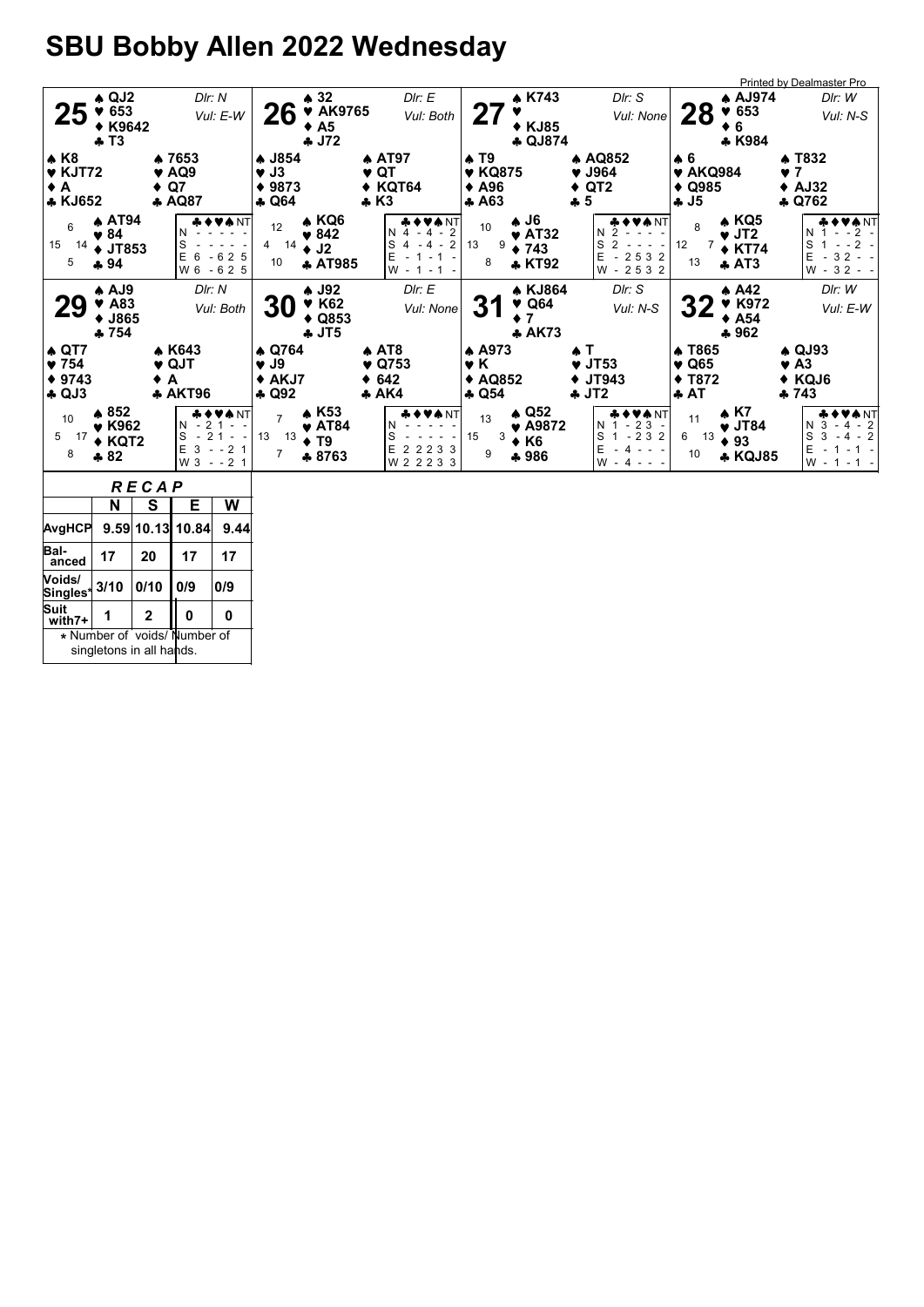# SBU Bobby Allen 2022 Wednesday

Printed by Dealmaster Pro

## Board 25

Dlr: N — Vul: E-W

**North:** ♠ QJ2 ♥ 653 ♦ K9642 ♣ T3

**West:** ♠ K8 ♥ KJT72 ♦ A ♣ KJ652

**East:** ♠ 7653 ♥ AQ9 ♦ Q7 ♣ AQ87

**South:** ♠ AT94 ♥ 84 ♦ JT853 ♣ 94

HCP: N 6, W 15, E 14, S 5

| | ♣ | ♦ | ♥ | ♠ | NT |
|---|---|---|---|---|---|
| N | - | - | - | - | - |
| S | - | - | - | - | - |
| E | 6 | - | 6 | 2 | 5 |
| W | 6 | - | 6 | 2 | 5 |

## Board 26

Dlr: E — Vul: Both

**North:** ♠ 32 ♥ AK9765 ♦ A5 ♣ J72

**West:** ♠ J854 ♥ J3 ♦ 9873 ♣ Q64

**East:** ♠ AT97 ♥ QT ♦ KQT64 ♣ K3

**South:** ♠ KQ6 ♥ 842 ♦ J2 ♣ AT985

HCP: N 12, W 4, E 14, S 10

| | ♣ | ♦ | ♥ | ♠ | NT |
|---|---|---|---|---|---|
| N | 4 | - | 4 | - | 2 |
| S | 4 | - | 4 | - | 2 |
| E | - | 1 | - | 1 | - |
| W | - | 1 | - | 1 | - |

## Board 27

Dlr: S — Vul: None

**North:** ♠ K743 ♥ — ♦ KJ85 ♣ QJ874

**West:** ♠ T9 ♥ KQ875 ♦ A96 ♣ A63

**East:** ♠ AQ852 ♥ J964 ♦ QT2 ♣ 5

**South:** ♠ J6 ♥ AT32 ♦ 743 ♣ KT92

HCP: N 10, W 13, E 9, S 8

| | ♣ | ♦ | ♥ | ♠ | NT |
|---|---|---|---|---|---|
| N | 2 | - | - | - | - |
| S | 2 | - | - | - | - |
| E | - | 2 | 5 | 3 | 2 |
| W | - | 2 | 5 | 3 | 2 |

## Board 28

Dlr: W — Vul: N-S

**North:** ♠ AJ974 ♥ 653 ♦ 6 ♣ K984

**West:** ♠ 6 ♥ AKQ984 ♦ Q985 ♣ J5

**East:** ♠ T832 ♥ 7 ♦ AJ32 ♣ Q762

**South:** ♠ KQ5 ♥ JT2 ♦ KT74 ♣ AT3

HCP: N 8, W 12, E 7, S 13

| | ♣ | ♦ | ♥ | ♠ | NT |
|---|---|---|---|---|---|
| N | 1 | - | - | 2 | - |
| S | 1 | - | - | 2 | - |
| E | - | 3 | 2 | - | - |
| W | - | 3 | 2 | - | - |

## Board 29

Dlr: N — Vul: Both

**North:** ♠ AJ9 ♥ A83 ♦ J865 ♣ 754

**West:** ♠ QT7 ♥ 754 ♦ 9743 ♣ QJ3

**East:** ♠ K643 ♥ QJT ♦ A ♣ AKT96

**South:** ♠ 852 ♥ K962 ♦ KQT2 ♣ 82

HCP: N 10, W 5, E 17, S 8

| | ♣ | ♦ | ♥ | ♠ | NT |
|---|---|---|---|---|---|
| N | - | 2 | 1 | - | - |
| S | - | 2 | 1 | - | - |
| E | 3 | - | - | 2 | 1 |
| W | 3 | - | - | 2 | 1 |

## Board 30

Dlr: E — Vul: None

**North:** ♠ J92 ♥ K62 ♦ Q853 ♣ JT5

**West:** ♠ Q764 ♥ J9 ♦ AKJ7 ♣ Q92

**East:** ♠ AT8 ♥ Q753 ♦ 642 ♣ AK4

**South:** ♠ K53 ♥ AT84 ♦ T9 ♣ 8763

HCP: N 7, W 13, E 13, S 7

| | ♣ | ♦ | ♥ | ♠ | NT |
|---|---|---|---|---|---|
| N | - | - | - | - | - |
| S | - | - | - | - | - |
| E | 2 | 2 | 2 | 3 | 3 |
| W | 2 | 2 | 2 | 3 | 3 |

## Board 31

Dlr: S — Vul: N-S

**North:** ♠ KJ864 ♥ Q64 ♦ 7 ♣ AK73

**West:** ♠ A973 ♥ K ♦ AQ852 ♣ Q54

**East:** ♠ T ♥ JT53 ♦ JT943 ♣ JT2

**South:** ♠ Q52 ♥ A9872 ♦ K6 ♣ 986

HCP: N 13, W 15, E 3, S 9

| | ♣ | ♦ | ♥ | ♠ | NT |
|---|---|---|---|---|---|
| N | 1 | - | 2 | 3 | - |
| S | 1 | - | 2 | 3 | 2 |
| E | - | 4 | - | - | - |
| W | - | 4 | - | - | - |

## Board 32

Dlr: W — Vul: E-W

**North:** ♠ A42 ♥ K972 ♦ A54 ♣ 962

**West:** ♠ T865 ♥ Q65 ♦ T872 ♣ AT

**East:** ♠ QJ93 ♥ A3 ♦ KQJ6 ♣ 743

**South:** ♠ K7 ♥ JT84 ♦ 93 ♣ KQJ85

HCP: N 11, W 6, E 13, S 10

| | ♣ | ♦ | ♥ | ♠ | NT |
|---|---|---|---|---|---|
| N | 3 | - | 4 | - | 2 |
| S | 3 | - | 4 | - | 2 |
| E | - | 1 | - | 1 | - |
| W | - | 1 | - | 1 | - |

## RECAP

| | N | S | E | W |
|---|---|---|---|---|
| AvgHCP | 9.59 | 10.13 | 10.84 | 9.44 |
| Balanced | 17 | 20 | 17 | 17 |
| Voids/Singles* | 3/10 | 0/10 | 0/9 | 0/9 |
| Suit with7+ | 1 | 2 | 0 | 0 |

* Number of voids/ Number of singletons in all hands.